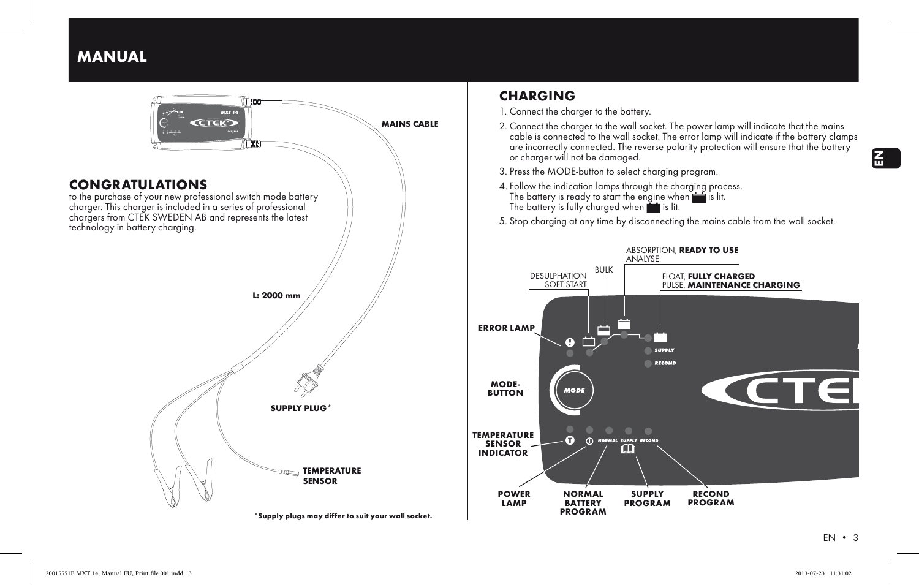# MANUAL

MAINS CABLE

L: 2000 mm

SUPPLY PLUG*

TEMPERATURE SENSOR

*Supply plugs may differ to suit your wall socket.

## CONGRATULATIONS

to the purchase of your new professional switch mode battery charger. This charger is included in a series of professional chargers from CTEK SWEDEN AB and represents the latest technology in battery charging.

## CHARGING

1. Connect the charger to the battery.
2. Connect the charger to the wall socket. The power lamp will indicate that the mains cable is connected to the wall socket. The error lamp will indicate if the battery clamps are incorrectly connected. The reverse polarity protection will ensure that the battery or charger will not be damaged.
3. Press the MODE-button to select charging program.
4. Follow the indication lamps through the charging process.
   The battery is ready to start the engine when [battery symbol] is lit.
   The battery is fully charged when [battery symbol] is lit.
5. Stop charging at any time by disconnecting the mains cable from the wall socket.

DESULPHATION
SOFT START

BULK

ABSORPTION, **READY TO USE**
ANALYSE

FLOAT, **FULLY CHARGED**
PULSE, **MAINTENANCE CHARGING**

**ERROR LAMP**

**MODE-BUTTON**

**TEMPERATURE SENSOR INDICATOR**

**POWER LAMP**

**NORMAL BATTERY PROGRAM**

**SUPPLY PROGRAM**

**RECOND PROGRAM**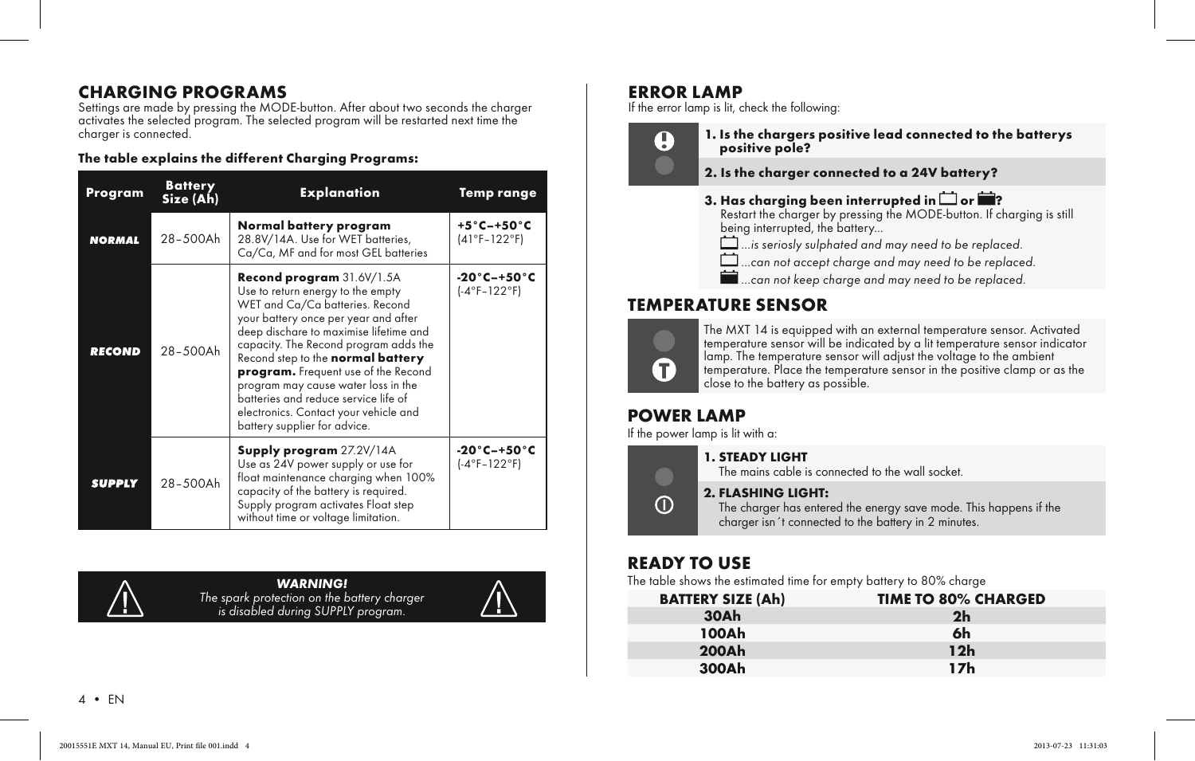## CHARGING PROGRAMS

Settings are made by pressing the MODE-button. After about two seconds the charger activates the selected program. The selected program will be restarted next time the charger is connected.

**The table explains the different Charging Programs:**

| Program | Battery Size (Ah) | Explanation | Temp range |
|---|---|---|---|
| ***NORMAL*** | 28–500Ah | **Normal battery program** 28.8V/14A. Use for WET batteries, Ca/Ca, MF and for most GEL batteries | **+5°C–+50°C** (41°F–122°F) |
| ***RECOND*** | 28–500Ah | **Recond program** 31.6V/1.5A Use to return energy to the empty WET and Ca/Ca batteries. Recond your battery once per year and after deep dischare to maximise lifetime and capacity. The Recond program adds the Recond step to the **normal battery program.** Frequent use of the Recond program may cause water loss in the batteries and reduce service life of electronics. Contact your vehicle and battery supplier for advice. | **-20°C–+50°C** (-4°F–122°F) |
| ***SUPPLY*** | 28–500Ah | **Supply program** 27.2V/14A Use as 24V power supply or use for float maintenance charging when 100% capacity of the battery is required. Supply program activates Float step without time or voltage limitation. | **-20°C–+50°C** (-4°F–122°F) |

***WARNING!***
*The spark protection on the battery charger is disabled during SUPPLY program.*

## ERROR LAMP

If the error lamp is lit, check the following:

1. **Is the chargers positive lead connected to the batterys positive pole?**
2. **Is the charger connected to a 24V battery?**
3. **Has charging been interrupted in [step] or [step]?**
   Restart the charger by pressing the MODE-button. If charging is still being interrupted, the battery...
   - *...is seriosly sulphated and may need to be replaced.*
   - *...can not accept charge and may need to be replaced.*
   - *...can not keep charge and may need to be replaced.*

## TEMPERATURE SENSOR

The MXT 14 is equipped with an external temperature sensor. Activated temperature sensor will be indicated by a lit temperature sensor indicator lamp. The temperature sensor will adjust the voltage to the ambient temperature. Place the temperature sensor in the positive clamp or as the close to the battery as possible.

## POWER LAMP

If the power lamp is lit with a:

1. **STEADY LIGHT**
   The mains cable is connected to the wall socket.
2. **FLASHING LIGHT:**
   The charger has entered the energy save mode. This happens if the charger isn´t connected to the battery in 2 minutes.

## READY TO USE

The table shows the estimated time for empty battery to 80% charge

| BATTERY SIZE (Ah) | TIME TO 80% CHARGED |
|---|---|
| **30Ah** | **2h** |
| **100Ah** | **6h** |
| **200Ah** | **12h** |
| **300Ah** | **17h** |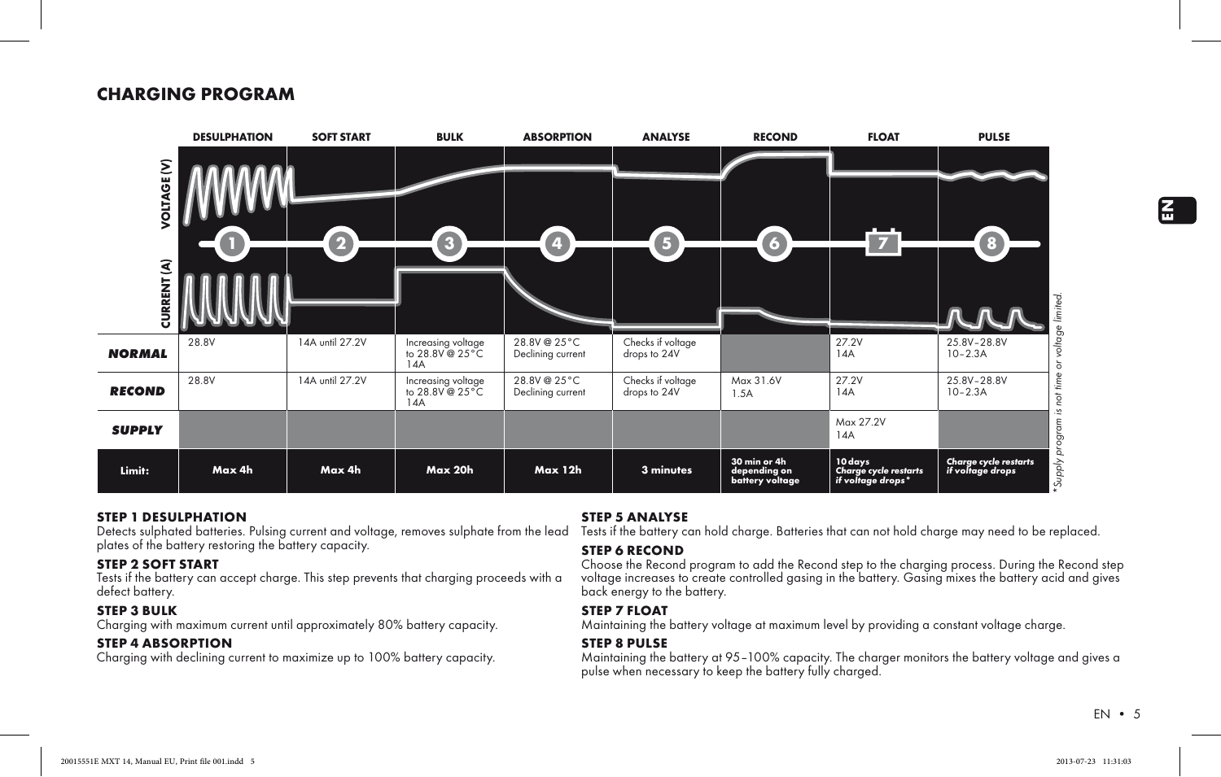## CHARGING PROGRAM

| | DESULPHATION | SOFT START | BULK | ABSORPTION | ANALYSE | RECOND | FLOAT | PULSE |
|---|---|---|---|---|---|---|---|---|
| | 1 | 2 | 3 | 4 | 5 | 6 | 7 | 8 |
| ***NORMAL*** | 28.8V | 14A until 27.2V | Increasing voltage to 28.8V @ 25°C 14A | 28.8V @ 25°C Declining current | Checks if voltage drops to 24V | | 27.2V 14A | 25.8V–28.8V 10–2.3A |
| ***RECOND*** | 28.8V | 14A until 27.2V | Increasing voltage to 28.8V @ 25°C 14A | 28.8V @ 25°C Declining current | Checks if voltage drops to 24V | Max 31.6V 1.5A | 27.2V 14A | 25.8V–28.8V 10–2.3A |
| ***SUPPLY*** | | | | | | | Max 27.2V 14A | |
| **Limit:** | **Max 4h** | **Max 4h** | **Max 20h** | **Max 12h** | **3 minutes** | **30 min or 4h depending on battery voltage** | ***10 days Charge cycle restarts if voltage drops**** | ***Charge cycle restarts if voltage drops*** |

*Supply program is not time or voltage limited.

### STEP 1 DESULPHATION
Detects sulphated batteries. Pulsing current and voltage, removes sulphate from the lead plates of the battery restoring the battery capacity.

### STEP 2 SOFT START
Tests if the battery can accept charge. This step prevents that charging proceeds with a defect battery.

### STEP 3 BULK
Charging with maximum current until approximately 80% battery capacity.

### STEP 4 ABSORPTION
Charging with declining current to maximize up to 100% battery capacity.

### STEP 5 ANALYSE
Tests if the battery can hold charge. Batteries that can not hold charge may need to be replaced.

### STEP 6 RECOND
Choose the Recond program to add the Recond step to the charging process. During the Recond step voltage increases to create controlled gasing in the battery. Gasing mixes the battery acid and gives back energy to the battery.

### STEP 7 FLOAT
Maintaining the battery voltage at maximum level by providing a constant voltage charge.

### STEP 8 PULSE
Maintaining the battery at 95–100% capacity. The charger monitors the battery voltage and gives a pulse when necessary to keep the battery fully charged.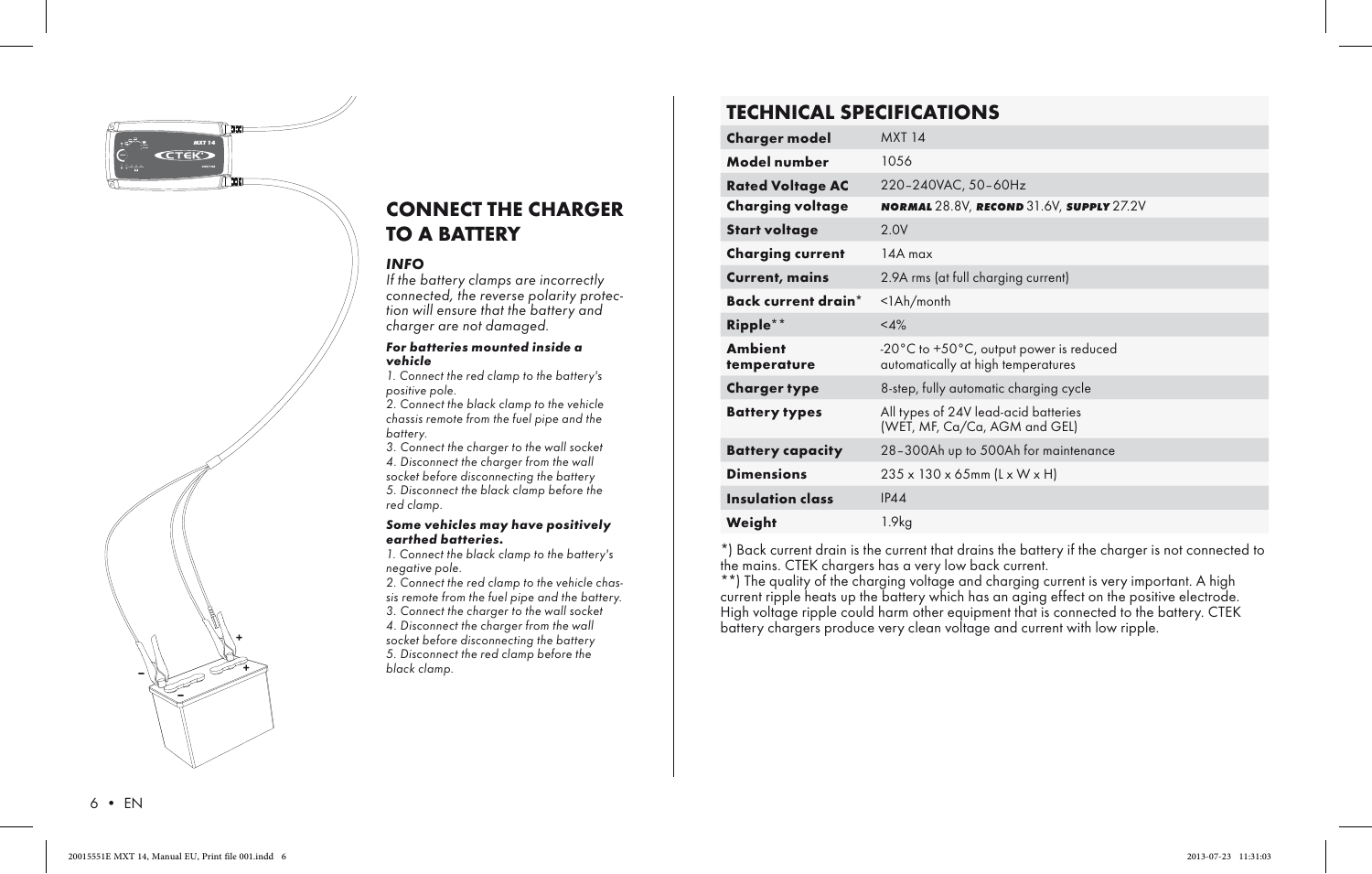## CONNECT THE CHARGER TO A BATTERY

***INFO***

*If the battery clamps are incorrectly connected, the reverse polarity protection will ensure that the battery and charger are not damaged.*

***For batteries mounted inside a vehicle***

*1. Connect the red clamp to the battery's positive pole.*
*2. Connect the black clamp to the vehicle chassis remote from the fuel pipe and the battery.*
*3. Connect the charger to the wall socket*
*4. Disconnect the charger from the wall socket before disconnecting the battery*
*5. Disconnect the black clamp before the red clamp.*

***Some vehicles may have positively earthed batteries.***

*1. Connect the black clamp to the battery's negative pole.*
*2. Connect the red clamp to the vehicle chassis remote from the fuel pipe and the battery.*
*3. Connect the charger to the wall socket*
*4. Disconnect the charger from the wall socket before disconnecting the battery*
*5. Disconnect the red clamp before the black clamp.*

## TECHNICAL SPECIFICATIONS

| | |
|---|---|
| **Charger model** | MXT 14 |
| **Model number** | 1056 |
| **Rated Voltage AC** | 220–240VAC, 50–60Hz |
| **Charging voltage** | ***NORMAL*** 28.8V, ***RECOND*** 31.6V, ***SUPPLY*** 27.2V |
| **Start voltage** | 2.0V |
| **Charging current** | 14A max |
| **Current, mains** | 2.9A rms (at full charging current) |
| **Back current drain*** | <1Ah/month |
| **Ripple**** | <4% |
| **Ambient temperature** | -20°C to +50°C, output power is reduced automatically at high temperatures |
| **Charger type** | 8-step, fully automatic charging cycle |
| **Battery types** | All types of 24V lead-acid batteries (WET, MF, Ca/Ca, AGM and GEL) |
| **Battery capacity** | 28–300Ah up to 500Ah for maintenance |
| **Dimensions** | 235 x 130 x 65mm (L x W x H) |
| **Insulation class** | IP44 |
| **Weight** | 1.9kg |

*) Back current drain is the current that drains the battery if the charger is not connected to the mains. CTEK chargers has a very low back current.
**) The quality of the charging voltage and charging current is very important. A high current ripple heats up the battery which has an aging effect on the positive electrode. High voltage ripple could harm other equipment that is connected to the battery. CTEK battery chargers produce very clean voltage and current with low ripple.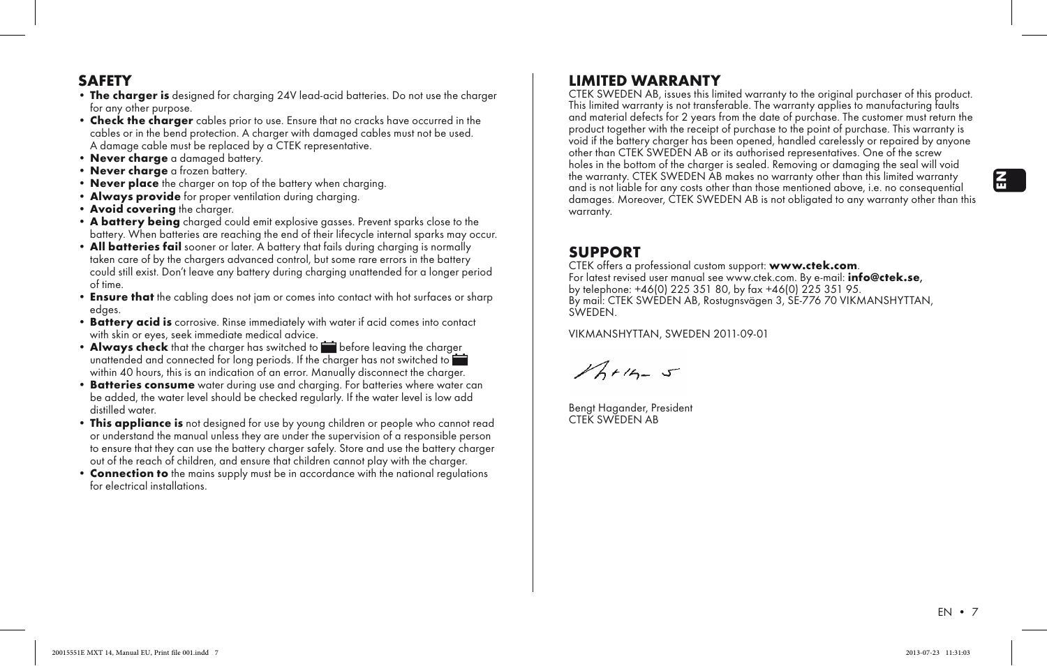## SAFETY

- **The charger is** designed for charging 24V lead-acid batteries. Do not use the charger for any other purpose.
- **Check the charger** cables prior to use. Ensure that no cracks have occurred in the cables or in the bend protection. A charger with damaged cables must not be used. A damage cable must be replaced by a CTEK representative.
- **Never charge** a damaged battery.
- **Never charge** a frozen battery.
- **Never place** the charger on top of the battery when charging.
- **Always provide** for proper ventilation during charging.
- **Avoid covering** the charger.
- **A battery being** charged could emit explosive gasses. Prevent sparks close to the battery. When batteries are reaching the end of their lifecycle internal sparks may occur.
- **All batteries fail** sooner or later. A battery that fails during charging is normally taken care of by the chargers advanced control, but some rare errors in the battery could still exist. Don't leave any battery during charging unattended for a longer period of time.
- **Ensure that** the cabling does not jam or comes into contact with hot surfaces or sharp edges.
- **Battery acid is** corrosive. Rinse immediately with water if acid comes into contact with skin or eyes, seek immediate medical advice.
- **Always check** that the charger has switched to before leaving the charger unattended and connected for long periods. If the charger has not switched to within 40 hours, this is an indication of an error. Manually disconnect the charger.
- **Batteries consume** water during use and charging. For batteries where water can be added, the water level should be checked regularly. If the water level is low add distilled water.
- **This appliance is** not designed for use by young children or people who cannot read or understand the manual unless they are under the supervision of a responsible person to ensure that they can use the battery charger safely. Store and use the battery charger out of the reach of children, and ensure that children cannot play with the charger.
- **Connection to** the mains supply must be in accordance with the national regulations for electrical installations.

## LIMITED WARRANTY

CTEK SWEDEN AB, issues this limited warranty to the original purchaser of this product. This limited warranty is not transferable. The warranty applies to manufacturing faults and material defects for 2 years from the date of purchase. The customer must return the product together with the receipt of purchase to the point of purchase. This warranty is void if the battery charger has been opened, handled carelessly or repaired by anyone other than CTEK SWEDEN AB or its authorised representatives. One of the screw holes in the bottom of the charger is sealed. Removing or damaging the seal will void the warranty. CTEK SWEDEN AB makes no warranty other than this limited warranty and is not liable for any costs other than those mentioned above, i.e. no consequential damages. Moreover, CTEK SWEDEN AB is not obligated to any warranty other than this warranty.

## SUPPORT

CTEK offers a professional custom support: **www.ctek.com**.
For latest revised user manual see www.ctek.com. By e-mail: **info@ctek.se**, by telephone: +46(0) 225 351 80, by fax +46(0) 225 351 95.
By mail: CTEK SWEDEN AB, Rostugnsvägen 3, SE-776 70 VIKMANSHYTTAN, SWEDEN.

VIKMANSHYTTAN, SWEDEN 2011-09-01

Bengt Hagander, President
CTEK SWEDEN AB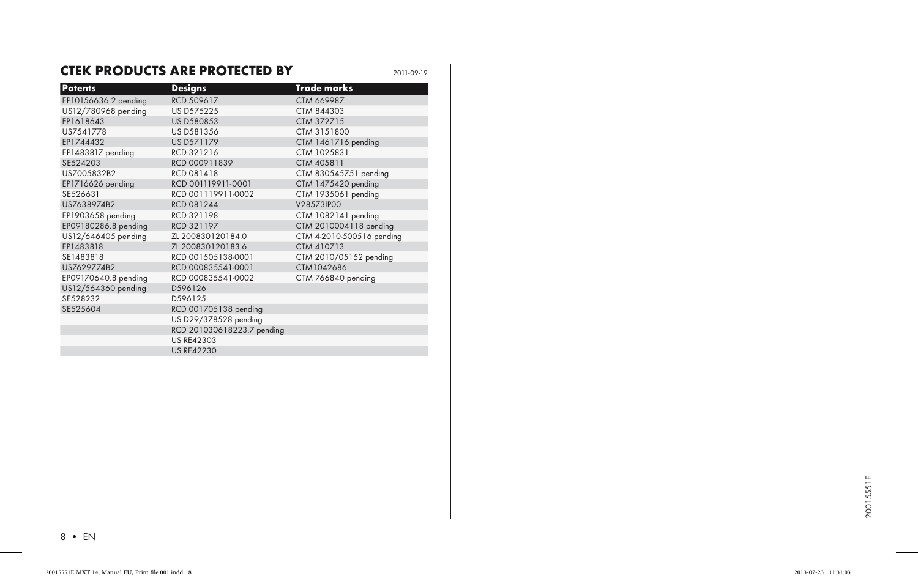## CTEK PRODUCTS ARE PROTECTED BY

2011-09-19

| Patents | Designs | Trade marks |
|---|---|---|
| EP10156636.2 pending | RCD 509617 | CTM 669987 |
| US12/780968 pending | US D575225 | CTM 844303 |
| EP1618643 | US D580853 | CTM 372715 |
| US7541778 | US D581356 | CTM 3151800 |
| EP1744432 | US D571179 | CTM 1461716 pending |
| EP1483817 pending | RCD 321216 | CTM 1025831 |
| SE524203 | RCD 000911839 | CTM 405811 |
| US7005832B2 | RCD 081418 | CTM 830545751 pending |
| EP1716626 pending | RCD 001119911-0001 | CTM 1475420 pending |
| SE526631 | RCD 001119911-0002 | CTM 1935061 pending |
| US7638974B2 | RCD 081244 | V28573IP00 |
| EP1903658 pending | RCD 321198 | CTM 1082141 pending |
| EP09180286.8 pending | RCD 321197 | CTM 2010004118 pending |
| US12/646405 pending | ZL 200830120184.0 | CTM 4-2010-500516 pending |
| EP1483818 | ZL 200830120183.6 | CTM 410713 |
| SE1483818 | RCD 001505138-0001 | CTM 2010/05152 pending |
| US7629774B2 | RCD 000835541-0001 | CTM1042686 |
| EP09170640.8 pending | RCD 000835541-0002 | CTM 766840 pending |
| US12/564360 pending | D596126 | |
| SE528232 | D596125 | |
| SE525604 | RCD 001705138 pending | |
| | US D29/378528 pending | |
| | RCD 201030618223.7 pending | |
| | US RE42303 | |
| | US RE42230 | |

20015551E